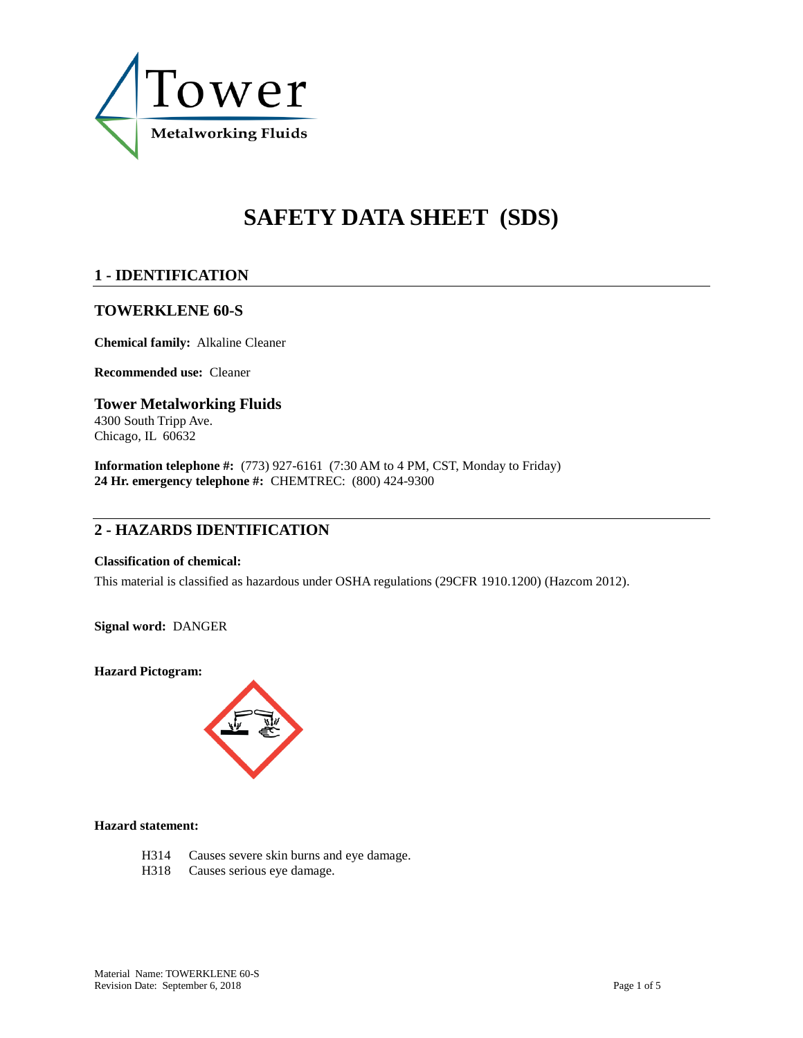Tower

Metalworking Fluids

# SAFETY DATA SHEET (SDS)

## 1 - IDENTIFICATION

### TOWERKLENE 60-S

**Chemical family:** Alkaline Cleaner

**Recommended use:** Cleaner

### Tower Metalworking Fluids

4300 South Tripp Ave.
Chicago, IL 60632

**Information telephone #:** (773) 927-6161 (7:30 AM to 4 PM, CST, Monday to Friday)
**24 Hr. emergency telephone #:** CHEMTREC: (800) 424-9300

## 2 - HAZARDS IDENTIFICATION

**Classification of chemical:**

This material is classified as hazardous under OSHA regulations (29CFR 1910.1200) (Hazcom 2012).

**Signal word:** DANGER

**Hazard Pictogram:**

**Hazard statement:**

H314 Causes severe skin burns and eye damage.
H318 Causes serious eye damage.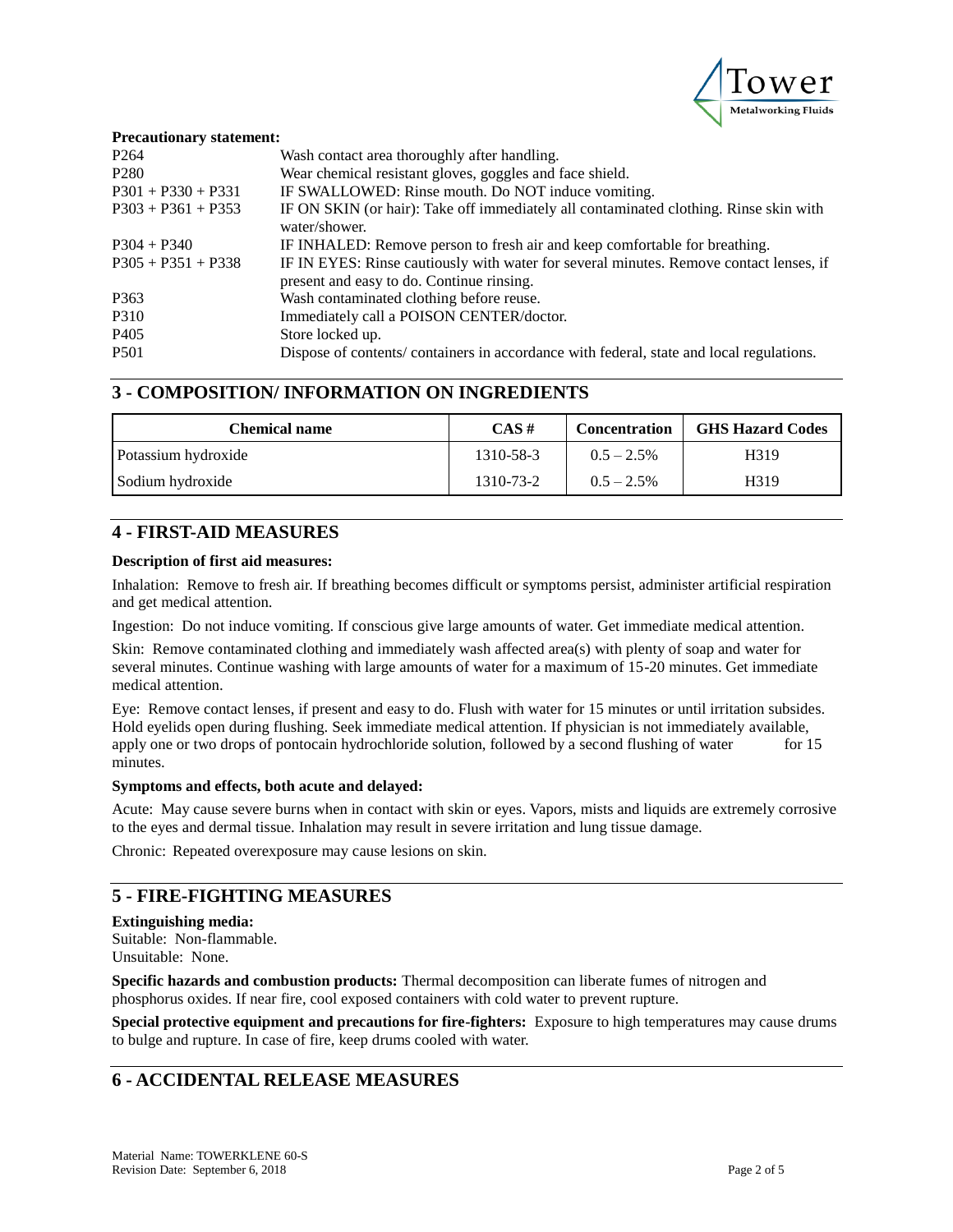**Precautionary statement:**

| | |
|---|---|
| P264 | Wash contact area thoroughly after handling. |
| P280 | Wear chemical resistant gloves, goggles and face shield. |
| P301 + P330 + P331 | IF SWALLOWED: Rinse mouth. Do NOT induce vomiting. |
| P303 + P361 + P353 | IF ON SKIN (or hair): Take off immediately all contaminated clothing. Rinse skin with water/shower. |
| P304 + P340 | IF INHALED: Remove person to fresh air and keep comfortable for breathing. |
| P305 + P351 + P338 | IF IN EYES: Rinse cautiously with water for several minutes. Remove contact lenses, if present and easy to do. Continue rinsing. |
| P363 | Wash contaminated clothing before reuse. |
| P310 | Immediately call a POISON CENTER/doctor. |
| P405 | Store locked up. |
| P501 | Dispose of contents/ containers in accordance with federal, state and local regulations. |

## 3 - COMPOSITION/ INFORMATION ON INGREDIENTS

| Chemical name | CAS # | Concentration | GHS Hazard Codes |
|---|---|---|---|
| Potassium hydroxide | 1310-58-3 | 0.5 – 2.5% | H319 |
| Sodium hydroxide | 1310-73-2 | 0.5 – 2.5% | H319 |

## 4 - FIRST-AID MEASURES

**Description of first aid measures:**

Inhalation: Remove to fresh air. If breathing becomes difficult or symptoms persist, administer artificial respiration and get medical attention.

Ingestion: Do not induce vomiting. If conscious give large amounts of water. Get immediate medical attention.

Skin: Remove contaminated clothing and immediately wash affected area(s) with plenty of soap and water for several minutes. Continue washing with large amounts of water for a maximum of 15-20 minutes. Get immediate medical attention.

Eye: Remove contact lenses, if present and easy to do. Flush with water for 15 minutes or until irritation subsides. Hold eyelids open during flushing. Seek immediate medical attention. If physician is not immediately available, apply one or two drops of pontocain hydrochloride solution, followed by a second flushing of water for 15 minutes.

**Symptoms and effects, both acute and delayed:**

Acute: May cause severe burns when in contact with skin or eyes. Vapors, mists and liquids are extremely corrosive to the eyes and dermal tissue. Inhalation may result in severe irritation and lung tissue damage.

Chronic: Repeated overexposure may cause lesions on skin.

## 5 - FIRE-FIGHTING MEASURES

**Extinguishing media:**
Suitable: Non-flammable.
Unsuitable: None.

**Specific hazards and combustion products:** Thermal decomposition can liberate fumes of nitrogen and phosphorus oxides. If near fire, cool exposed containers with cold water to prevent rupture.

**Special protective equipment and precautions for fire-fighters:** Exposure to high temperatures may cause drums to bulge and rupture. In case of fire, keep drums cooled with water.

## 6 - ACCIDENTAL RELEASE MEASURES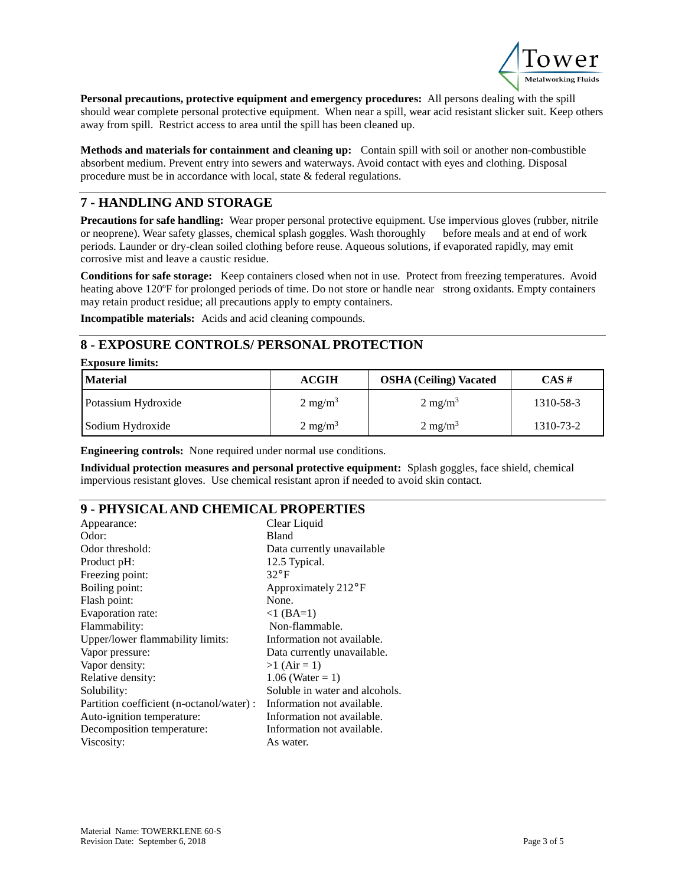**Personal precautions, protective equipment and emergency procedures:** All persons dealing with the spill should wear complete personal protective equipment. When near a spill, wear acid resistant slicker suit. Keep others away from spill. Restrict access to area until the spill has been cleaned up.

**Methods and materials for containment and cleaning up:** Contain spill with soil or another non-combustible absorbent medium. Prevent entry into sewers and waterways. Avoid contact with eyes and clothing. Disposal procedure must be in accordance with local, state & federal regulations.

## 7 - HANDLING AND STORAGE

**Precautions for safe handling:** Wear proper personal protective equipment. Use impervious gloves (rubber, nitrile or neoprene). Wear safety glasses, chemical splash goggles. Wash thoroughly before meals and at end of work periods. Launder or dry-clean soiled clothing before reuse. Aqueous solutions, if evaporated rapidly, may emit corrosive mist and leave a caustic residue.

**Conditions for safe storage:** Keep containers closed when not in use. Protect from freezing temperatures. Avoid heating above 120ºF for prolonged periods of time. Do not store or handle near strong oxidants. Empty containers may retain product residue; all precautions apply to empty containers.

**Incompatible materials:** Acids and acid cleaning compounds.

## 8 - EXPOSURE CONTROLS/ PERSONAL PROTECTION

**Exposure limits:**

| Material | ACGIH | OSHA (Ceiling) Vacated | CAS # |
|---|---|---|---|
| Potassium Hydroxide | 2 $mg/m^3$ | 2 $mg/m^3$ | 1310-58-3 |
| Sodium Hydroxide | 2 $mg/m^3$ | 2 $mg/m^3$ | 1310-73-2 |

**Engineering controls:** None required under normal use conditions.

**Individual protection measures and personal protective equipment:** Splash goggles, face shield, chemical impervious resistant gloves. Use chemical resistant apron if needed to avoid skin contact.

## 9 - PHYSICAL AND CHEMICAL PROPERTIES

| | |
|---|---|
| Appearance: | Clear Liquid |
| Odor: | Bland |
| Odor threshold: | Data currently unavailable |
| Product pH: | 12.5 Typical. |
| Freezing point: | 32°F |
| Boiling point: | Approximately 212°F |
| Flash point: | None. |
| Evaporation rate: | <1 (BA=1) |
| Flammability: | Non-flammable. |
| Upper/lower flammability limits: | Information not available. |
| Vapor pressure: | Data currently unavailable. |
| Vapor density: | >1 (Air = 1) |
| Relative density: | 1.06 (Water = 1) |
| Solubility: | Soluble in water and alcohols. |
| Partition coefficient (n-octanol/water) : | Information not available. |
| Auto-ignition temperature: | Information not available. |
| Decomposition temperature: | Information not available. |
| Viscosity: | As water. |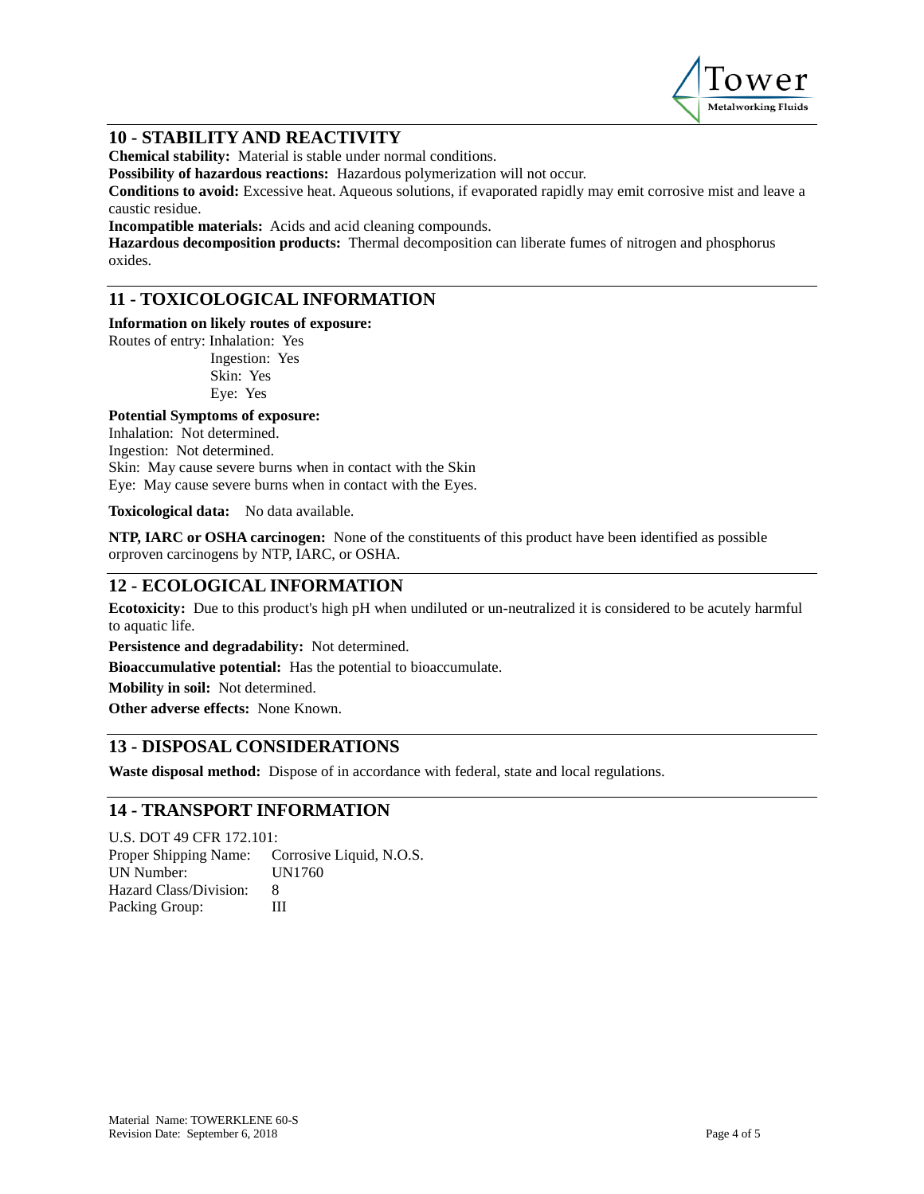## 10 - STABILITY AND REACTIVITY

**Chemical stability:** Material is stable under normal conditions.

**Possibility of hazardous reactions:** Hazardous polymerization will not occur.

**Conditions to avoid:** Excessive heat. Aqueous solutions, if evaporated rapidly may emit corrosive mist and leave a caustic residue.

**Incompatible materials:** Acids and acid cleaning compounds.

**Hazardous decomposition products:** Thermal decomposition can liberate fumes of nitrogen and phosphorus oxides.

## 11 - TOXICOLOGICAL INFORMATION

**Information on likely routes of exposure:**

Routes of entry: Inhalation: Yes
Ingestion: Yes
Skin: Yes
Eye: Yes

**Potential Symptoms of exposure:**

Inhalation: Not determined.
Ingestion: Not determined.
Skin: May cause severe burns when in contact with the Skin
Eye: May cause severe burns when in contact with the Eyes.

**Toxicological data:** No data available.

**NTP, IARC or OSHA carcinogen:** None of the constituents of this product have been identified as possible orproven carcinogens by NTP, IARC, or OSHA.

## 12 - ECOLOGICAL INFORMATION

**Ecotoxicity:** Due to this product's high pH when undiluted or un-neutralized it is considered to be acutely harmful to aquatic life.

**Persistence and degradability:** Not determined.

**Bioaccumulative potential:** Has the potential to bioaccumulate.

**Mobility in soil:** Not determined.

**Other adverse effects:** None Known.

## 13 - DISPOSAL CONSIDERATIONS

**Waste disposal method:** Dispose of in accordance with federal, state and local regulations.

## 14 - TRANSPORT INFORMATION

U.S. DOT 49 CFR 172.101:

| | |
|---|---|
| Proper Shipping Name: | Corrosive Liquid, N.O.S. |
| UN Number: | UN1760 |
| Hazard Class/Division: | 8 |
| Packing Group: | III |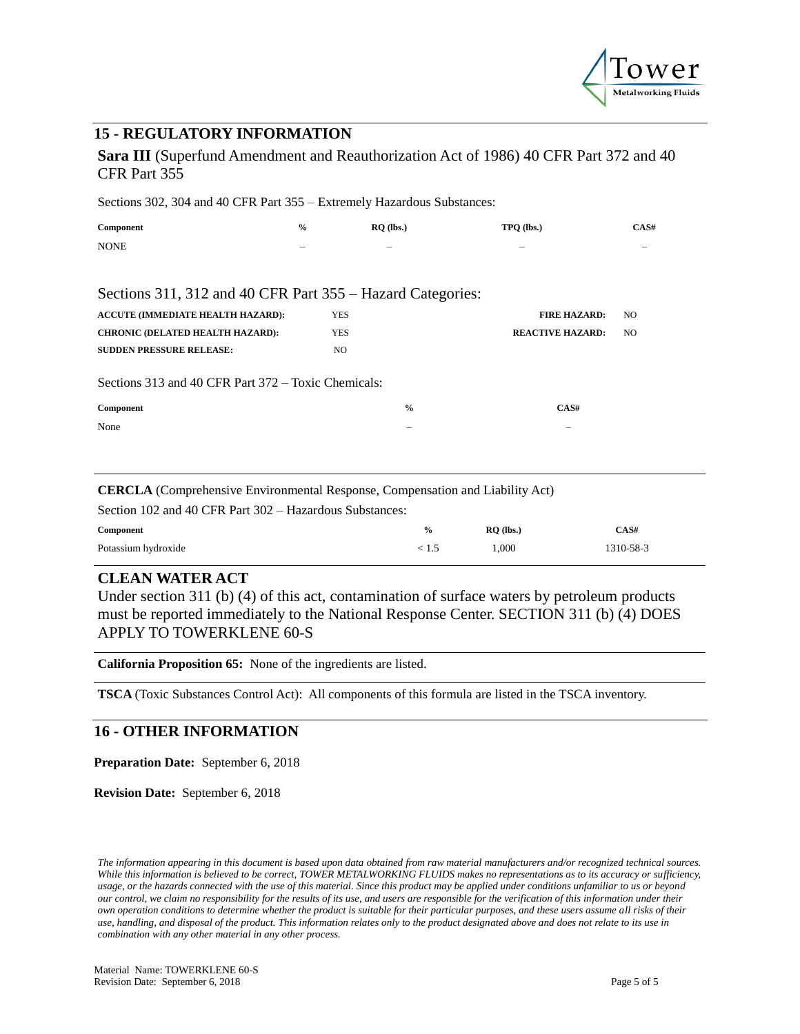## 15 - REGULATORY INFORMATION

**Sara III** (Superfund Amendment and Reauthorization Act of 1986) 40 CFR Part 372 and 40 CFR Part 355

Sections 302, 304 and 40 CFR Part 355 – Extremely Hazardous Substances:

| Component | % | RQ (lbs.) | TPQ (lbs.) | CAS# |
|---|---|---|---|---|
| NONE | – | – | – | – |

Sections 311, 312 and 40 CFR Part 355 – Hazard Categories:

| | | | |
|---|---|---|---|
| **ACCUTE (IMMEDIATE HEALTH HAZARD):** | YES | **FIRE HAZARD:** | NO |
| **CHRONIC (DELATED HEALTH HAZARD):** | YES | **REACTIVE HAZARD:** | NO |
| **SUDDEN PRESSURE RELEASE:** | NO | | |

Sections 313 and 40 CFR Part 372 – Toxic Chemicals:

| Component | % | CAS# |
|---|---|---|
| None | – | – |

**CERCLA** (Comprehensive Environmental Response, Compensation and Liability Act)

Section 102 and 40 CFR Part 302 – Hazardous Substances:

| Component | % | RQ (lbs.) | CAS# |
|---|---|---|---|
| Potassium hydroxide | < 1.5 | 1,000 | 1310-58-3 |

### CLEAN WATER ACT

Under section 311 (b) (4) of this act, contamination of surface waters by petroleum products must be reported immediately to the National Response Center. SECTION 311 (b) (4) DOES APPLY TO TOWERKLENE 60-S

**California Proposition 65:** None of the ingredients are listed.

**TSCA** (Toxic Substances Control Act): All components of this formula are listed in the TSCA inventory.

## 16 - OTHER INFORMATION

**Preparation Date:** September 6, 2018

**Revision Date:** September 6, 2018

*The information appearing in this document is based upon data obtained from raw material manufacturers and/or recognized technical sources. While this information is believed to be correct, TOWER METALWORKING FLUIDS makes no representations as to its accuracy or sufficiency, usage, or the hazards connected with the use of this material. Since this product may be applied under conditions unfamiliar to us or beyond our control, we claim no responsibility for the results of its use, and users are responsible for the verification of this information under their own operation conditions to determine whether the product is suitable for their particular purposes, and these users assume all risks of their use, handling, and disposal of the product. This information relates only to the product designated above and does not relate to its use in combination with any other material in any other process.*